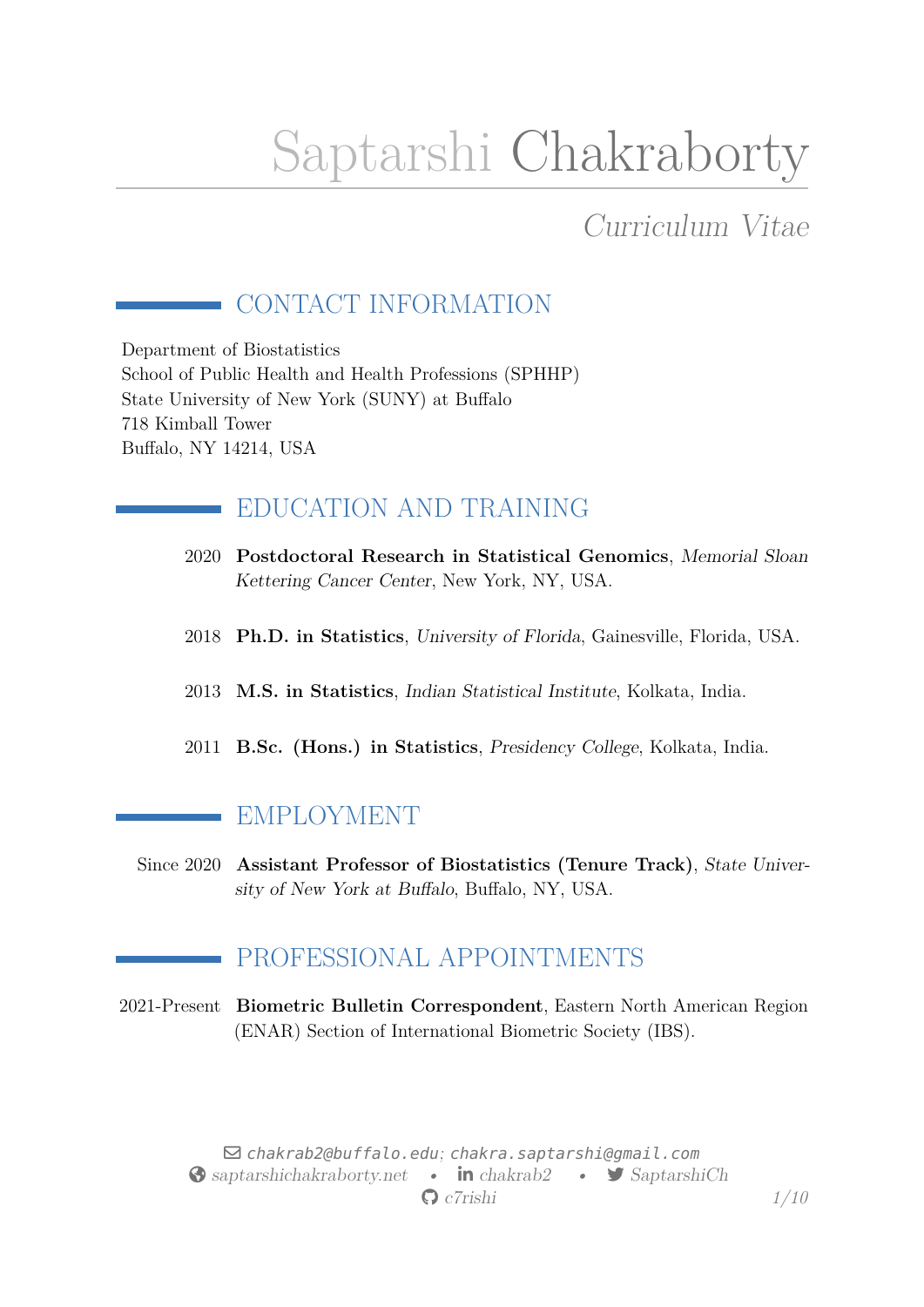# Saptarshi Chakraborty

## Curriculum Vitae

## CONTACT INFORMATION

Department of Biostatistics
School of Public Health and Health Professions (SPHHP)
State University of New York (SUNY) at Buffalo
718 Kimball Tower
Buffalo, NY 14214, USA

## EDUCATION AND TRAINING

2020 **Postdoctoral Research in Statistical Genomics**, *Memorial Sloan Kettering Cancer Center*, New York, NY, USA.

2018 **Ph.D. in Statistics**, *University of Florida*, Gainesville, Florida, USA.

2013 **M.S. in Statistics**, *Indian Statistical Institute*, Kolkata, India.

2011 **B.Sc. (Hons.) in Statistics**, *Presidency College*, Kolkata, India.

## EMPLOYMENT

Since 2020 **Assistant Professor of Biostatistics (Tenure Track)**, *State University of New York at Buffalo*, Buffalo, NY, USA.

## PROFESSIONAL APPOINTMENTS

2021-Present **Biometric Bulletin Correspondent**, Eastern North American Region (ENAR) Section of International Biometric Society (IBS).

chakrab2@buffalo.edu; chakra.saptarshi@gmail.com
saptarshichakraborty.net • chakrab2 • SaptarshiCh
c7rishi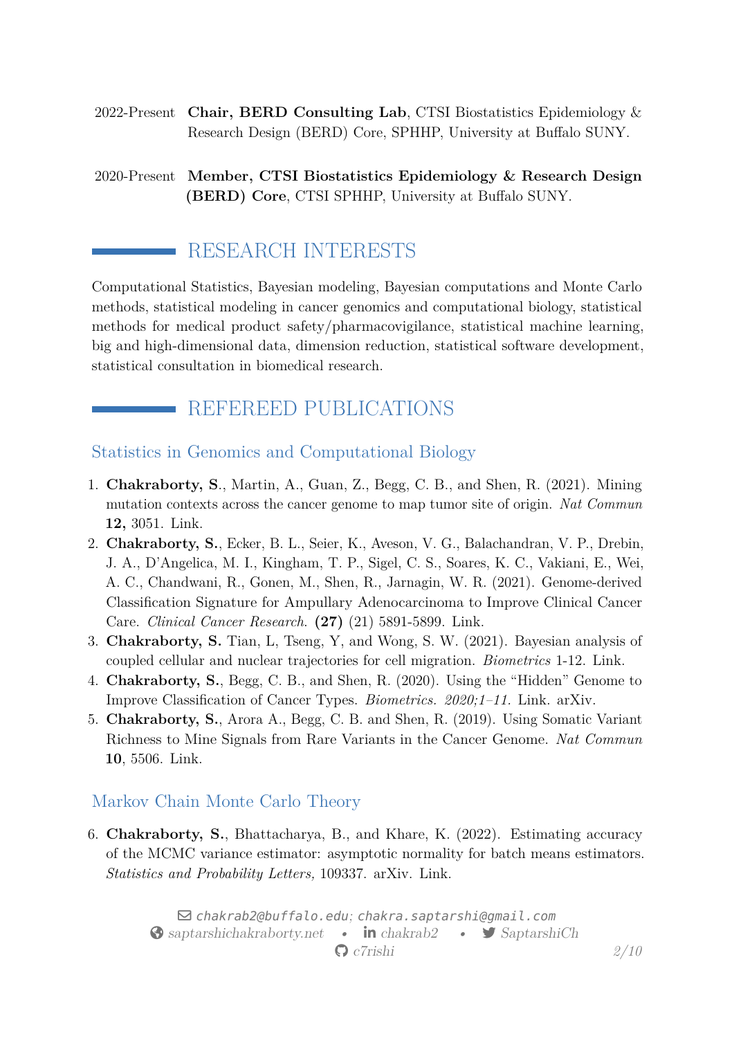2022-Present **Chair, BERD Consulting Lab**, CTSI Biostatistics Epidemiology & Research Design (BERD) Core, SPHHP, University at Buffalo SUNY.

2020-Present **Member, CTSI Biostatistics Epidemiology & Research Design (BERD) Core**, CTSI SPHHP, University at Buffalo SUNY.

## RESEARCH INTERESTS

Computational Statistics, Bayesian modeling, Bayesian computations and Monte Carlo methods, statistical modeling in cancer genomics and computational biology, statistical methods for medical product safety/pharmacovigilance, statistical machine learning, big and high-dimensional data, dimension reduction, statistical software development, statistical consultation in biomedical research.

## REFEREED PUBLICATIONS

### Statistics in Genomics and Computational Biology

1. **Chakraborty, S**., Martin, A., Guan, Z., Begg, C. B., and Shen, R. (2021). Mining mutation contexts across the cancer genome to map tumor site of origin. *Nat Commun* **12,** 3051. Link.
2. **Chakraborty, S.**, Ecker, B. L., Seier, K., Aveson, V. G., Balachandran, V. P., Drebin, J. A., D'Angelica, M. I., Kingham, T. P., Sigel, C. S., Soares, K. C., Vakiani, E., Wei, A. C., Chandwani, R., Gonen, M., Shen, R., Jarnagin, W. R. (2021). Genome-derived Classification Signature for Ampullary Adenocarcinoma to Improve Clinical Cancer Care. *Clinical Cancer Research.* **(27)** (21) 5891-5899. Link.
3. **Chakraborty, S.** Tian, L, Tseng, Y, and Wong, S. W. (2021). Bayesian analysis of coupled cellular and nuclear trajectories for cell migration. *Biometrics* 1-12. Link.
4. **Chakraborty, S.**, Begg, C. B., and Shen, R. (2020). Using the "Hidden" Genome to Improve Classification of Cancer Types. *Biometrics. 2020;1–11.* Link. arXiv.
5. **Chakraborty, S.**, Arora A., Begg, C. B. and Shen, R. (2019). Using Somatic Variant Richness to Mine Signals from Rare Variants in the Cancer Genome. *Nat Commun* **10**, 5506. Link.

### Markov Chain Monte Carlo Theory

6. **Chakraborty, S.**, Bhattacharya, B., and Khare, K. (2022). Estimating accuracy of the MCMC variance estimator: asymptotic normality for batch means estimators. *Statistics and Probability Letters,* 109337. arXiv. Link.

chakrab2@buffalo.edu; chakra.saptarshi@gmail.com
saptarshichakraborty.net • chakrab2 • SaptarshiCh
c7rishi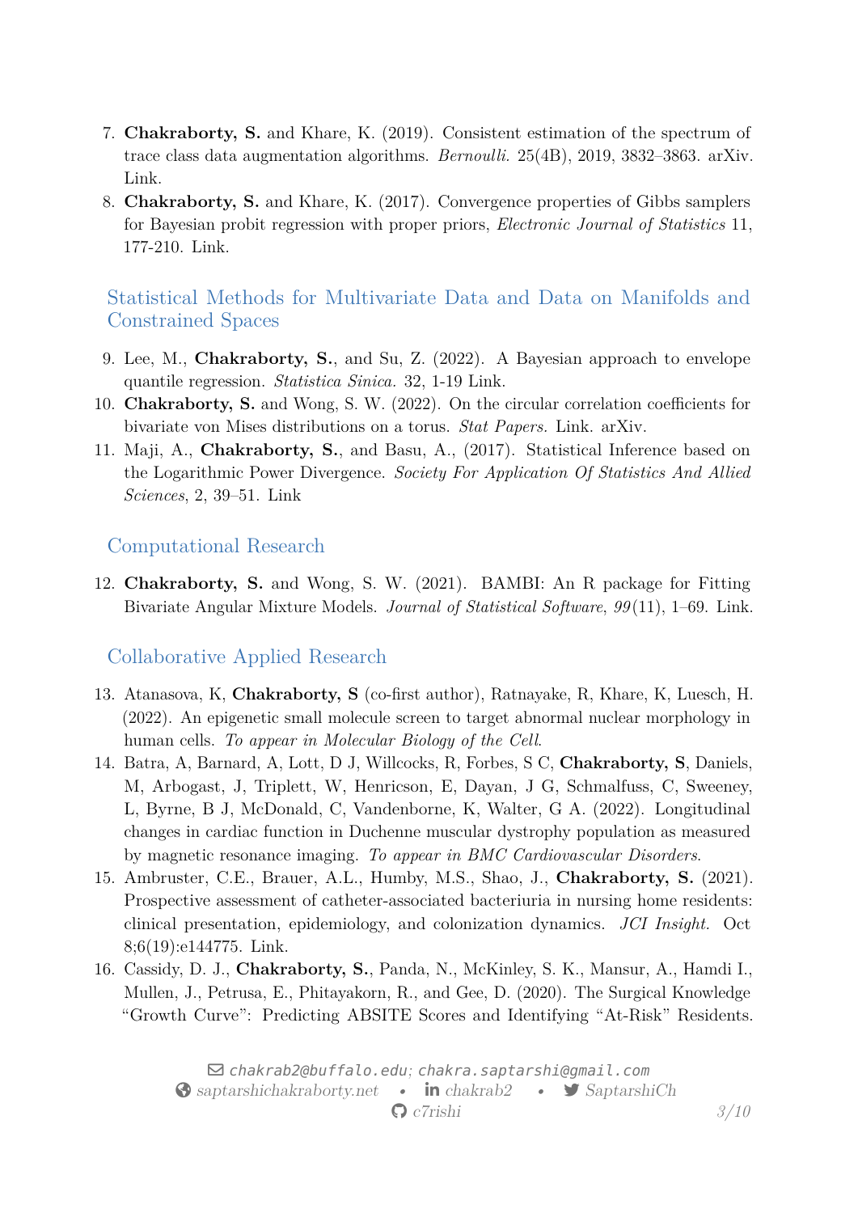7. **Chakraborty, S.** and Khare, K. (2019). Consistent estimation of the spectrum of trace class data augmentation algorithms. *Bernoulli.* 25(4B), 2019, 3832–3863. arXiv. Link.
8. **Chakraborty, S.** and Khare, K. (2017). Convergence properties of Gibbs samplers for Bayesian probit regression with proper priors, *Electronic Journal of Statistics* 11, 177-210. Link.

## Statistical Methods for Multivariate Data and Data on Manifolds and Constrained Spaces

9. Lee, M., **Chakraborty, S.**, and Su, Z. (2022). A Bayesian approach to envelope quantile regression. *Statistica Sinica.* 32, 1-19 Link.
10. **Chakraborty, S.** and Wong, S. W. (2022). On the circular correlation coefficients for bivariate von Mises distributions on a torus. *Stat Papers.* Link. arXiv.
11. Maji, A., **Chakraborty, S.**, and Basu, A., (2017). Statistical Inference based on the Logarithmic Power Divergence. *Society For Application Of Statistics And Allied Sciences*, 2, 39–51. Link

## Computational Research

12. **Chakraborty, S.** and Wong, S. W. (2021). BAMBI: An R package for Fitting Bivariate Angular Mixture Models. *Journal of Statistical Software*, *99*(11), 1–69. Link.

## Collaborative Applied Research

13. Atanasova, K, **Chakraborty, S** (co-first author), Ratnayake, R, Khare, K, Luesch, H. (2022). An epigenetic small molecule screen to target abnormal nuclear morphology in human cells. *To appear in Molecular Biology of the Cell.*
14. Batra, A, Barnard, A, Lott, D J, Willcocks, R, Forbes, S C, **Chakraborty, S**, Daniels, M, Arbogast, J, Triplett, W, Henricson, E, Dayan, J G, Schmalfuss, C, Sweeney, L, Byrne, B J, McDonald, C, Vandenborne, K, Walter, G A. (2022). Longitudinal changes in cardiac function in Duchenne muscular dystrophy population as measured by magnetic resonance imaging. *To appear in BMC Cardiovascular Disorders.*
15. Ambruster, C.E., Brauer, A.L., Humby, M.S., Shao, J., **Chakraborty, S.** (2021). Prospective assessment of catheter-associated bacteriuria in nursing home residents: clinical presentation, epidemiology, and colonization dynamics. *JCI Insight.* Oct 8;6(19):e144775. Link.
16. Cassidy, D. J., **Chakraborty, S.**, Panda, N., McKinley, S. K., Mansur, A., Hamdi I., Mullen, J., Petrusa, E., Phitayakorn, R., and Gee, D. (2020). The Surgical Knowledge “Growth Curve”: Predicting ABSITE Scores and Identifying “At-Risk” Residents.

chakrab2@buffalo.edu; chakra.saptarshi@gmail.com
saptarshichakraborty.net • chakrab2 • SaptarshiCh
c7rishi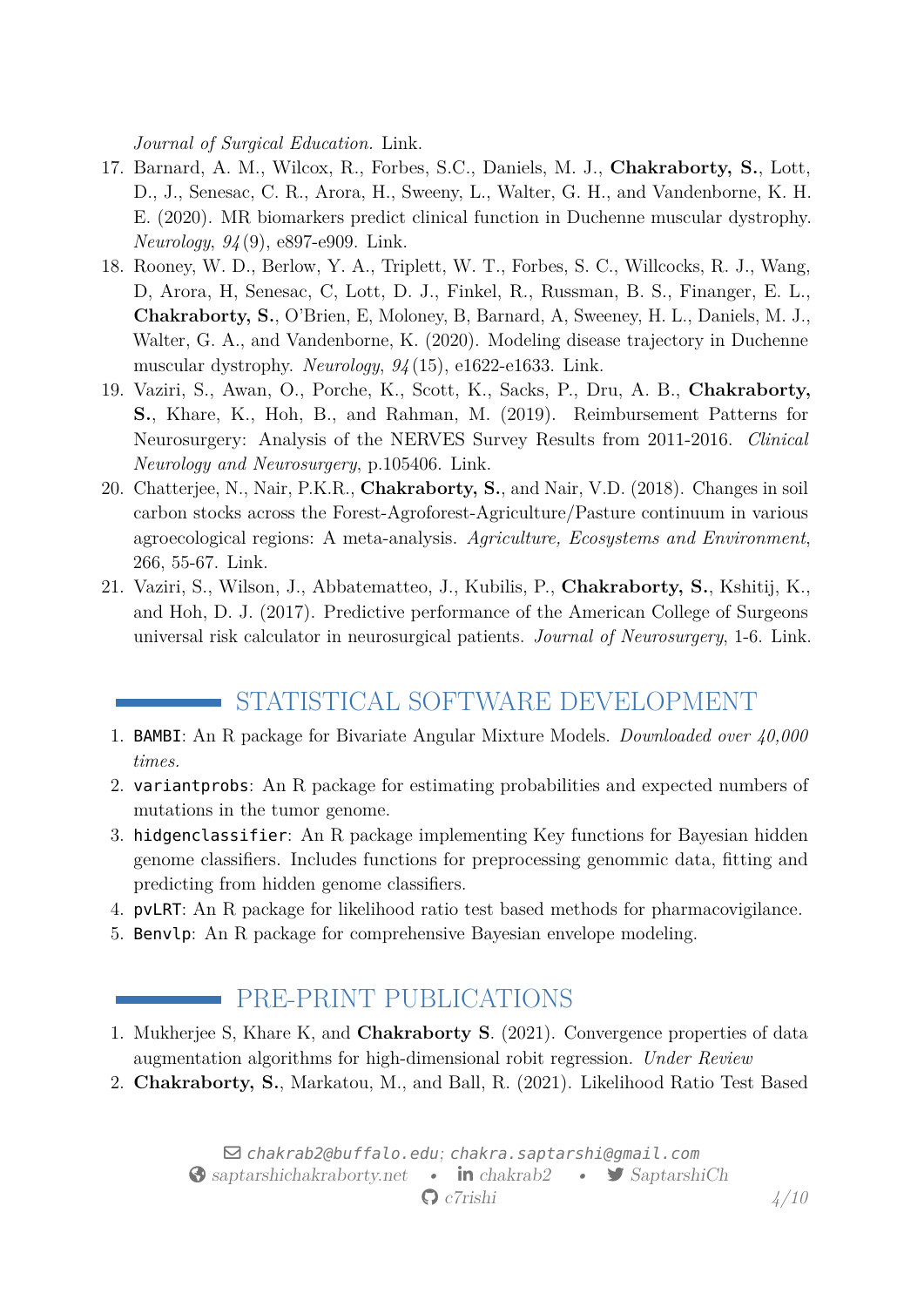*Journal of Surgical Education*. Link.

17. Barnard, A. M., Wilcox, R., Forbes, S.C., Daniels, M. J., **Chakraborty, S.**, Lott, D., J., Senesac, C. R., Arora, H., Sweeny, L., Walter, G. H., and Vandenborne, K. H. E. (2020). MR biomarkers predict clinical function in Duchenne muscular dystrophy. *Neurology*, *94*(9), e897-e909. Link.
18. Rooney, W. D., Berlow, Y. A., Triplett, W. T., Forbes, S. C., Willcocks, R. J., Wang, D, Arora, H, Senesac, C, Lott, D. J., Finkel, R., Russman, B. S., Finanger, E. L., **Chakraborty, S.**, O'Brien, E, Moloney, B, Barnard, A, Sweeney, H. L., Daniels, M. J., Walter, G. A., and Vandenborne, K. (2020). Modeling disease trajectory in Duchenne muscular dystrophy. *Neurology*, *94*(15), e1622-e1633. Link.
19. Vaziri, S., Awan, O., Porche, K., Scott, K., Sacks, P., Dru, A. B., **Chakraborty, S.**, Khare, K., Hoh, B., and Rahman, M. (2019). Reimbursement Patterns for Neurosurgery: Analysis of the NERVES Survey Results from 2011-2016. *Clinical Neurology and Neurosurgery*, p.105406. Link.
20. Chatterjee, N., Nair, P.K.R., **Chakraborty, S.**, and Nair, V.D. (2018). Changes in soil carbon stocks across the Forest-Agroforest-Agriculture/Pasture continuum in various agroecological regions: A meta-analysis. *Agriculture, Ecosystems and Environment*, 266, 55-67. Link.
21. Vaziri, S., Wilson, J., Abbatematteo, J., Kubilis, P., **Chakraborty, S.**, Kshitij, K., and Hoh, D. J. (2017). Predictive performance of the American College of Surgeons universal risk calculator in neurosurgical patients. *Journal of Neurosurgery*, 1-6. Link.

## STATISTICAL SOFTWARE DEVELOPMENT

1. `BAMBI`: An R package for Bivariate Angular Mixture Models. *Downloaded over 40,000 times.*
2. `variantprobs`: An R package for estimating probabilities and expected numbers of mutations in the tumor genome.
3. `hidgenclassifier`: An R package implementing Key functions for Bayesian hidden genome classifiers. Includes functions for preprocessing genommic data, fitting and predicting from hidden genome classifiers.
4. `pvLRT`: An R package for likelihood ratio test based methods for pharmacovigilance.
5. `Benvlp`: An R package for comprehensive Bayesian envelope modeling.

## PRE-PRINT PUBLICATIONS

1. Mukherjee S, Khare K, and **Chakraborty S**. (2021). Convergence properties of data augmentation algorithms for high-dimensional robit regression. *Under Review*
2. **Chakraborty, S.**, Markatou, M., and Ball, R. (2021). Likelihood Ratio Test Based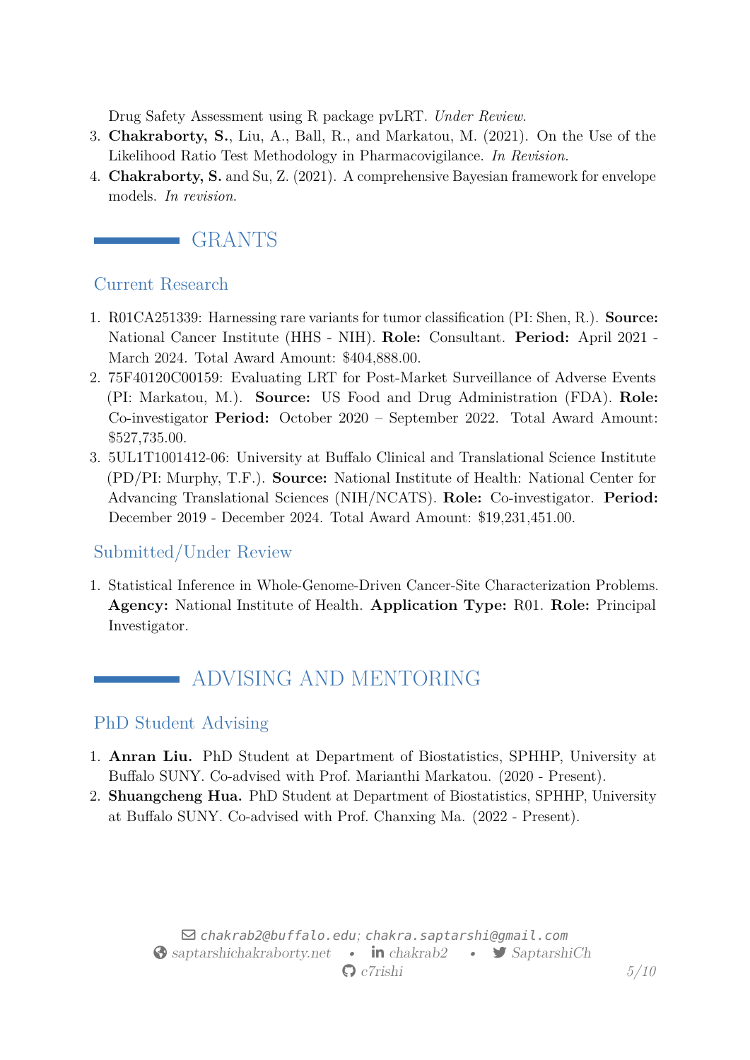Drug Safety Assessment using R package pvLRT. *Under Review.*

3. **Chakraborty, S.**, Liu, A., Ball, R., and Markatou, M. (2021). On the Use of the Likelihood Ratio Test Methodology in Pharmacovigilance. *In Revision.*
4. **Chakraborty, S.** and Su, Z. (2021). A comprehensive Bayesian framework for envelope models. *In revision.*

# GRANTS

## Current Research

1. R01CA251339: Harnessing rare variants for tumor classification (PI: Shen, R.). **Source:** National Cancer Institute (HHS - NIH). **Role:** Consultant. **Period:** April 2021 - March 2024. Total Award Amount: $404,888.00.
2. 75F40120C00159: Evaluating LRT for Post-Market Surveillance of Adverse Events (PI: Markatou, M.). **Source:** US Food and Drug Administration (FDA). **Role:** Co-investigator **Period:** October 2020 – September 2022. Total Award Amount: $527,735.00.
3. 5UL1T1001412-06: University at Buffalo Clinical and Translational Science Institute (PD/PI: Murphy, T.F.). **Source:** National Institute of Health: National Center for Advancing Translational Sciences (NIH/NCATS). **Role:** Co-investigator. **Period:** December 2019 - December 2024. Total Award Amount: $19,231,451.00.

## Submitted/Under Review

1. Statistical Inference in Whole-Genome-Driven Cancer-Site Characterization Problems. **Agency:** National Institute of Health. **Application Type:** R01. **Role:** Principal Investigator.

# ADVISING AND MENTORING

## PhD Student Advising

1. **Anran Liu.** PhD Student at Department of Biostatistics, SPHHP, University at Buffalo SUNY. Co-advised with Prof. Marianthi Markatou. (2020 - Present).
2. **Shuangcheng Hua.** PhD Student at Department of Biostatistics, SPHHP, University at Buffalo SUNY. Co-advised with Prof. Chanxing Ma. (2022 - Present).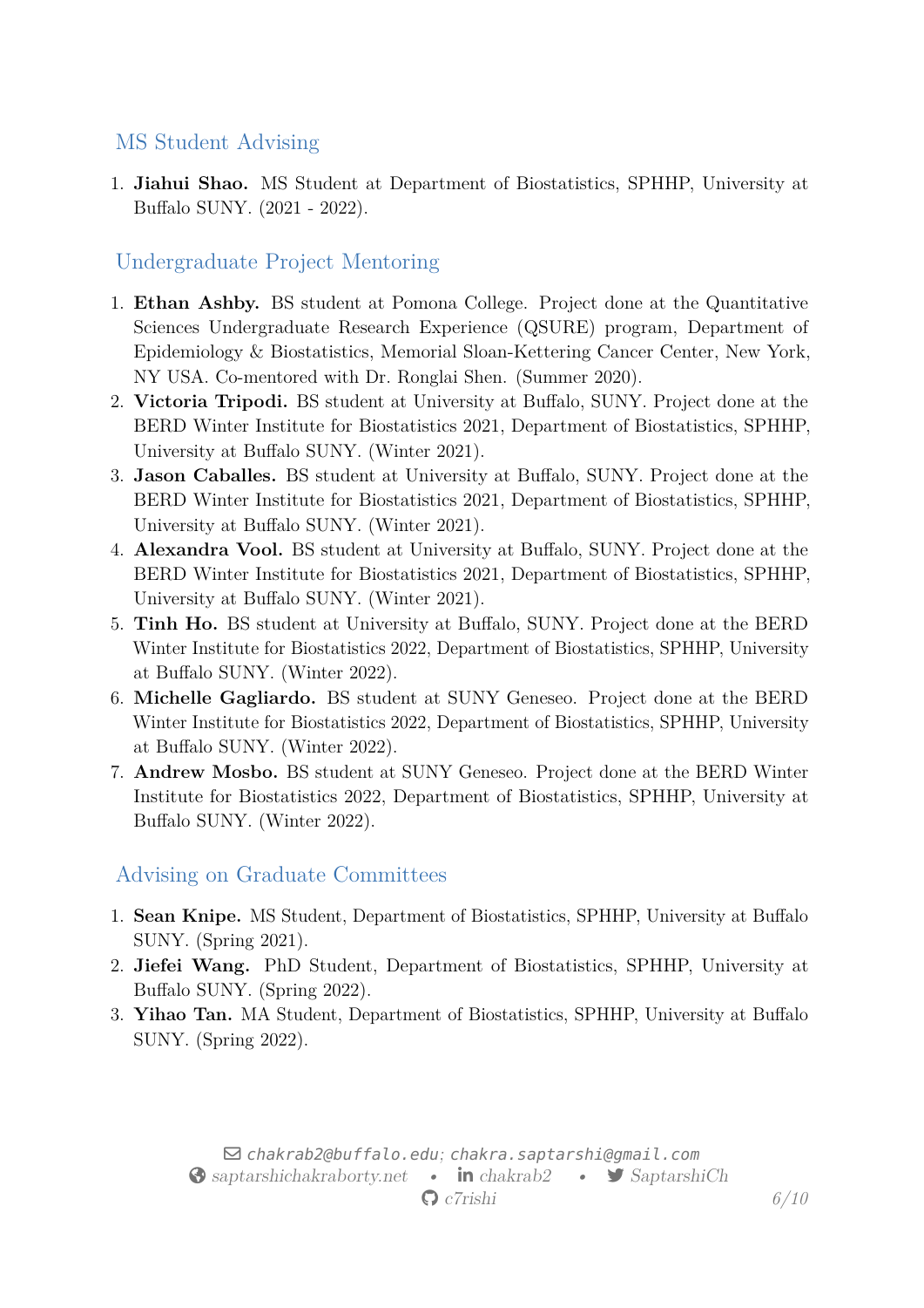## MS Student Advising

1. **Jiahui Shao.** MS Student at Department of Biostatistics, SPHHP, University at Buffalo SUNY. (2021 - 2022).

## Undergraduate Project Mentoring

1. **Ethan Ashby.** BS student at Pomona College. Project done at the Quantitative Sciences Undergraduate Research Experience (QSURE) program, Department of Epidemiology & Biostatistics, Memorial Sloan-Kettering Cancer Center, New York, NY USA. Co-mentored with Dr. Ronglai Shen. (Summer 2020).
2. **Victoria Tripodi.** BS student at University at Buffalo, SUNY. Project done at the BERD Winter Institute for Biostatistics 2021, Department of Biostatistics, SPHHP, University at Buffalo SUNY. (Winter 2021).
3. **Jason Caballes.** BS student at University at Buffalo, SUNY. Project done at the BERD Winter Institute for Biostatistics 2021, Department of Biostatistics, SPHHP, University at Buffalo SUNY. (Winter 2021).
4. **Alexandra Vool.** BS student at University at Buffalo, SUNY. Project done at the BERD Winter Institute for Biostatistics 2021, Department of Biostatistics, SPHHP, University at Buffalo SUNY. (Winter 2021).
5. **Tinh Ho.** BS student at University at Buffalo, SUNY. Project done at the BERD Winter Institute for Biostatistics 2022, Department of Biostatistics, SPHHP, University at Buffalo SUNY. (Winter 2022).
6. **Michelle Gagliardo.** BS student at SUNY Geneseo. Project done at the BERD Winter Institute for Biostatistics 2022, Department of Biostatistics, SPHHP, University at Buffalo SUNY. (Winter 2022).
7. **Andrew Mosbo.** BS student at SUNY Geneseo. Project done at the BERD Winter Institute for Biostatistics 2022, Department of Biostatistics, SPHHP, University at Buffalo SUNY. (Winter 2022).

## Advising on Graduate Committees

1. **Sean Knipe.** MS Student, Department of Biostatistics, SPHHP, University at Buffalo SUNY. (Spring 2021).
2. **Jiefei Wang.** PhD Student, Department of Biostatistics, SPHHP, University at Buffalo SUNY. (Spring 2022).
3. **Yihao Tan.** MA Student, Department of Biostatistics, SPHHP, University at Buffalo SUNY. (Spring 2022).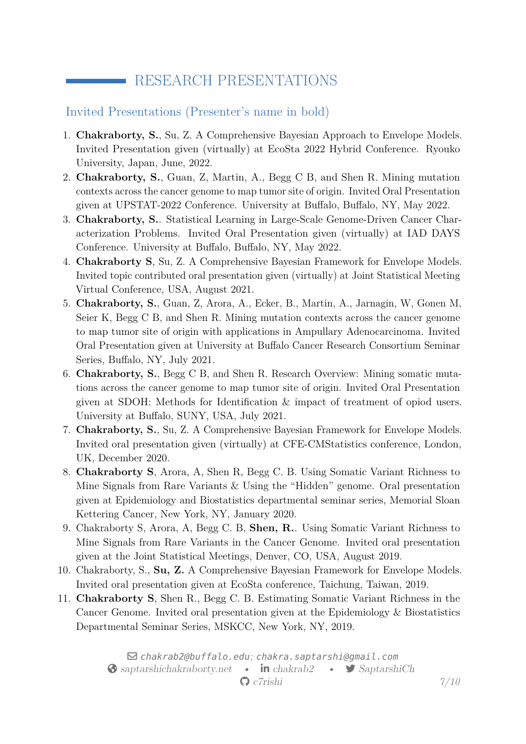## RESEARCH PRESENTATIONS

### Invited Presentations (Presenter's name in bold)

1. **Chakraborty, S.**, Su, Z. A Comprehensive Bayesian Approach to Envelope Models. Invited Presentation given (virtually) at EcoSta 2022 Hybrid Conference. Ryouko University, Japan, June, 2022.
2. **Chakraborty, S.**, Guan, Z, Martin, A., Begg C B, and Shen R. Mining mutation contexts across the cancer genome to map tumor site of origin. Invited Oral Presentation given at UPSTAT-2022 Conference. University at Buffalo, Buffalo, NY, May 2022.
3. **Chakraborty, S.**. Statistical Learning in Large-Scale Genome-Driven Cancer Characterization Problems. Invited Oral Presentation given (virtually) at IAD DAYS Conference. University at Buffalo, Buffalo, NY, May 2022.
4. **Chakraborty S**, Su, Z. A Comprehensive Bayesian Framework for Envelope Models. Invited topic contributed oral presentation given (virtually) at Joint Statistical Meeting Virtual Conference, USA, August 2021.
5. **Chakraborty, S.**, Guan, Z, Arora, A., Ecker, B., Martin, A., Jarnagin, W, Gonen M, Seier K, Begg C B, and Shen R. Mining mutation contexts across the cancer genome to map tumor site of origin with applications in Ampullary Adenocarcinoma. Invited Oral Presentation given at University at Buffalo Cancer Research Consortium Seminar Series, Buffalo, NY, July 2021.
6. **Chakraborty, S.**, Begg C B, and Shen R. Research Overview: Mining somatic mutations across the cancer genome to map tumor site of origin. Invited Oral Presentation given at SDOH: Methods for Identification & impact of treatment of opiod users. University at Buffalo, SUNY, USA, July 2021.
7. **Chakraborty, S.**, Su, Z. A Comprehensive Bayesian Framework for Envelope Models. Invited oral presentation given (virtually) at CFE-CMStatistics conference, London, UK, December 2020.
8. **Chakraborty S**, Arora, A, Shen R, Begg C. B. Using Somatic Variant Richness to Mine Signals from Rare Variants & Using the "Hidden" genome. Oral presentation given at Epidemiology and Biostatistics departmental seminar series, Memorial Sloan Kettering Cancer, New York, NY, January 2020.
9. Chakraborty S, Arora, A, Begg C. B, **Shen, R.**. Using Somatic Variant Richness to Mine Signals from Rare Variants in the Cancer Genome. Invited oral presentation given at the Joint Statistical Meetings, Denver, CO, USA, August 2019.
10. Chakraborty, S., **Su, Z.** A Comprehensive Bayesian Framework for Envelope Models. Invited oral presentation given at EcoSta conference, Taichung, Taiwan, 2019.
11. **Chakraborty S**, Shen R., Begg C. B. Estimating Somatic Variant Richness in the Cancer Genome. Invited oral presentation given at the Epidemiology & Biostatistics Departmental Seminar Series, MSKCC, New York, NY, 2019.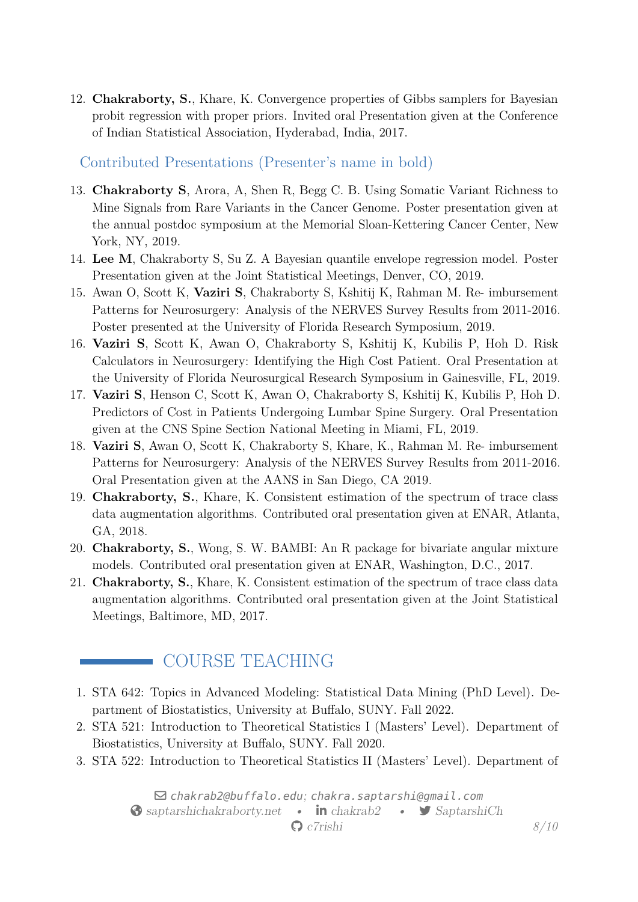12. **Chakraborty, S.**, Khare, K. Convergence properties of Gibbs samplers for Bayesian probit regression with proper priors. Invited oral Presentation given at the Conference of Indian Statistical Association, Hyderabad, India, 2017.

### Contributed Presentations (Presenter's name in bold)

13. **Chakraborty S**, Arora, A, Shen R, Begg C. B. Using Somatic Variant Richness to Mine Signals from Rare Variants in the Cancer Genome. Poster presentation given at the annual postdoc symposium at the Memorial Sloan-Kettering Cancer Center, New York, NY, 2019.
14. **Lee M**, Chakraborty S, Su Z. A Bayesian quantile envelope regression model. Poster Presentation given at the Joint Statistical Meetings, Denver, CO, 2019.
15. Awan O, Scott K, **Vaziri S**, Chakraborty S, Kshitij K, Rahman M. Re- imbursement Patterns for Neurosurgery: Analysis of the NERVES Survey Results from 2011-2016. Poster presented at the University of Florida Research Symposium, 2019.
16. **Vaziri S**, Scott K, Awan O, Chakraborty S, Kshitij K, Kubilis P, Hoh D. Risk Calculators in Neurosurgery: Identifying the High Cost Patient. Oral Presentation at the University of Florida Neurosurgical Research Symposium in Gainesville, FL, 2019.
17. **Vaziri S**, Henson C, Scott K, Awan O, Chakraborty S, Kshitij K, Kubilis P, Hoh D. Predictors of Cost in Patients Undergoing Lumbar Spine Surgery. Oral Presentation given at the CNS Spine Section National Meeting in Miami, FL, 2019.
18. **Vaziri S**, Awan O, Scott K, Chakraborty S, Khare, K., Rahman M. Re- imbursement Patterns for Neurosurgery: Analysis of the NERVES Survey Results from 2011-2016. Oral Presentation given at the AANS in San Diego, CA 2019.
19. **Chakraborty, S.**, Khare, K. Consistent estimation of the spectrum of trace class data augmentation algorithms. Contributed oral presentation given at ENAR, Atlanta, GA, 2018.
20. **Chakraborty, S.**, Wong, S. W. BAMBI: An R package for bivariate angular mixture models. Contributed oral presentation given at ENAR, Washington, D.C., 2017.
21. **Chakraborty, S.**, Khare, K. Consistent estimation of the spectrum of trace class data augmentation algorithms. Contributed oral presentation given at the Joint Statistical Meetings, Baltimore, MD, 2017.

## COURSE TEACHING

1. STA 642: Topics in Advanced Modeling: Statistical Data Mining (PhD Level). Department of Biostatistics, University at Buffalo, SUNY. Fall 2022.
2. STA 521: Introduction to Theoretical Statistics I (Masters' Level). Department of Biostatistics, University at Buffalo, SUNY. Fall 2020.
3. STA 522: Introduction to Theoretical Statistics II (Masters' Level). Department of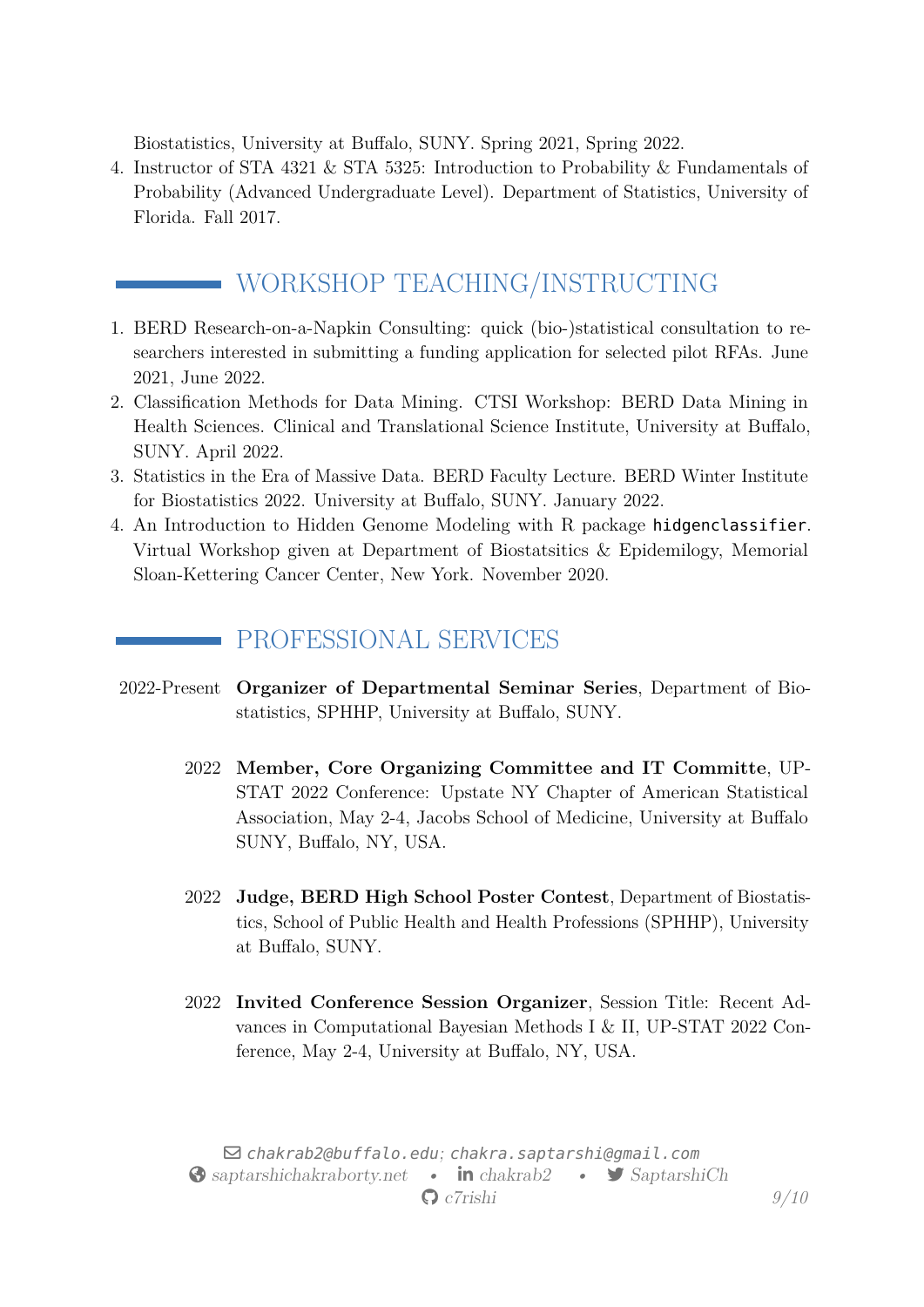Biostatistics, University at Buffalo, SUNY. Spring 2021, Spring 2022.

4. Instructor of STA 4321 & STA 5325: Introduction to Probability & Fundamentals of Probability (Advanced Undergraduate Level). Department of Statistics, University of Florida. Fall 2017.

## WORKSHOP TEACHING/INSTRUCTING

1. BERD Research-on-a-Napkin Consulting: quick (bio-)statistical consultation to researchers interested in submitting a funding application for selected pilot RFAs. June 2021, June 2022.
2. Classification Methods for Data Mining. CTSI Workshop: BERD Data Mining in Health Sciences. Clinical and Translational Science Institute, University at Buffalo, SUNY. April 2022.
3. Statistics in the Era of Massive Data. BERD Faculty Lecture. BERD Winter Institute for Biostatistics 2022. University at Buffalo, SUNY. January 2022.
4. An Introduction to Hidden Genome Modeling with R package `hidgenclassifier`. Virtual Workshop given at Department of Biostatsitics & Epidemilogy, Memorial Sloan-Kettering Cancer Center, New York. November 2020.

## PROFESSIONAL SERVICES

2022-Present **Organizer of Departmental Seminar Series**, Department of Biostatistics, SPHHP, University at Buffalo, SUNY.

2022 **Member, Core Organizing Committee and IT Committe**, UP-STAT 2022 Conference: Upstate NY Chapter of American Statistical Association, May 2-4, Jacobs School of Medicine, University at Buffalo SUNY, Buffalo, NY, USA.

2022 **Judge, BERD High School Poster Contest**, Department of Biostatistics, School of Public Health and Health Professions (SPHHP), University at Buffalo, SUNY.

2022 **Invited Conference Session Organizer**, Session Title: Recent Advances in Computational Bayesian Methods I & II, UP-STAT 2022 Conference, May 2-4, University at Buffalo, NY, USA.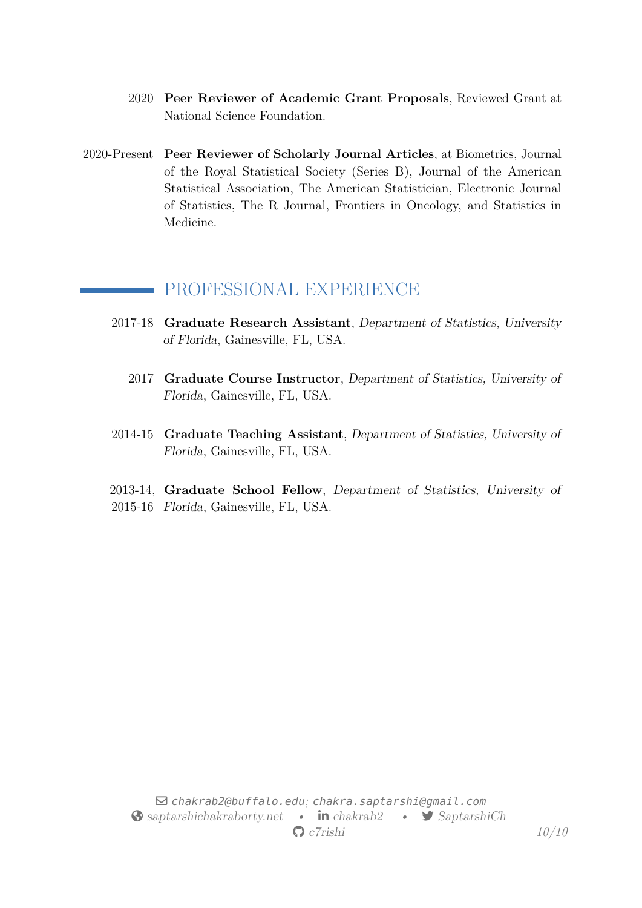2020 **Peer Reviewer of Academic Grant Proposals**, Reviewed Grant at National Science Foundation.

2020-Present **Peer Reviewer of Scholarly Journal Articles**, at Biometrics, Journal of the Royal Statistical Society (Series B), Journal of the American Statistical Association, The American Statistician, Electronic Journal of Statistics, The R Journal, Frontiers in Oncology, and Statistics in Medicine.

## PROFESSIONAL EXPERIENCE

2017-18 **Graduate Research Assistant**, *Department of Statistics, University of Florida*, Gainesville, FL, USA.

2017 **Graduate Course Instructor**, *Department of Statistics, University of Florida*, Gainesville, FL, USA.

2014-15 **Graduate Teaching Assistant**, *Department of Statistics, University of Florida*, Gainesville, FL, USA.

2013-14, 2015-16 **Graduate School Fellow**, *Department of Statistics, University of Florida*, Gainesville, FL, USA.

chakrab2@buffalo.edu; chakra.saptarshi@gmail.com
saptarshichakraborty.net • chakrab2 • SaptarshiCh
c7rishi